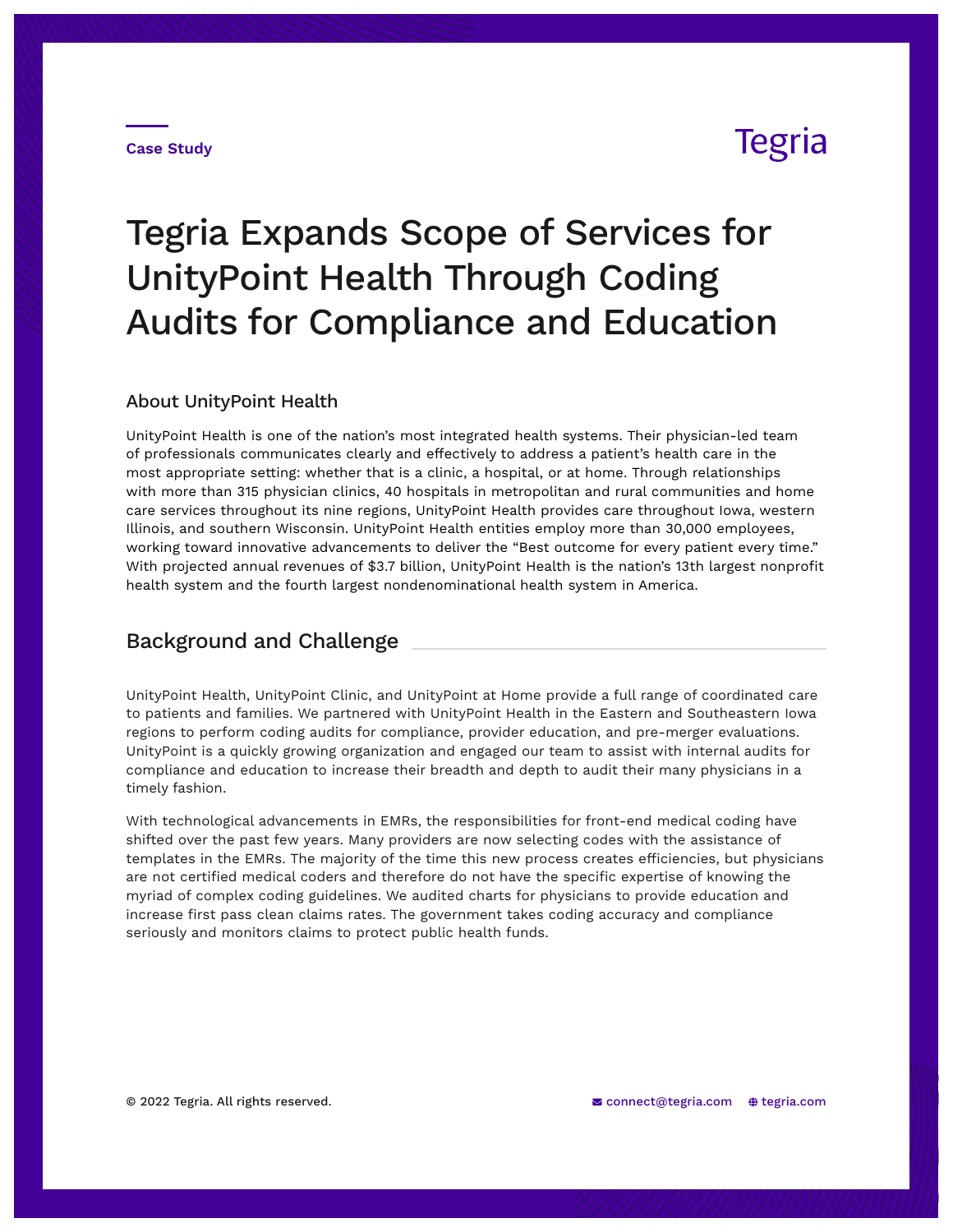Case Study

Tegria

# Tegria Expands Scope of Services for UnityPoint Health Through Coding Audits for Compliance and Education

## About UnityPoint Health

UnityPoint Health is one of the nation's most integrated health systems. Their physician-led team of professionals communicates clearly and effectively to address a patient's health care in the most appropriate setting: whether that is a clinic, a hospital, or at home. Through relationships with more than 315 physician clinics, 40 hospitals in metropolitan and rural communities and home care services throughout its nine regions, UnityPoint Health provides care throughout Iowa, western Illinois, and southern Wisconsin. UnityPoint Health entities employ more than 30,000 employees, working toward innovative advancements to deliver the "Best outcome for every patient every time." With projected annual revenues of $3.7 billion, UnityPoint Health is the nation's 13th largest nonprofit health system and the fourth largest nondenominational health system in America.

## Background and Challenge

UnityPoint Health, UnityPoint Clinic, and UnityPoint at Home provide a full range of coordinated care to patients and families. We partnered with UnityPoint Health in the Eastern and Southeastern Iowa regions to perform coding audits for compliance, provider education, and pre-merger evaluations. UnityPoint is a quickly growing organization and engaged our team to assist with internal audits for compliance and education to increase their breadth and depth to audit their many physicians in a timely fashion.

With technological advancements in EMRs, the responsibilities for front-end medical coding have shifted over the past few years. Many providers are now selecting codes with the assistance of templates in the EMRs. The majority of the time this new process creates efficiencies, but physicians are not certified medical coders and therefore do not have the specific expertise of knowing the myriad of complex coding guidelines. We audited charts for physicians to provide education and increase first pass clean claims rates. The government takes coding accuracy and compliance seriously and monitors claims to protect public health funds.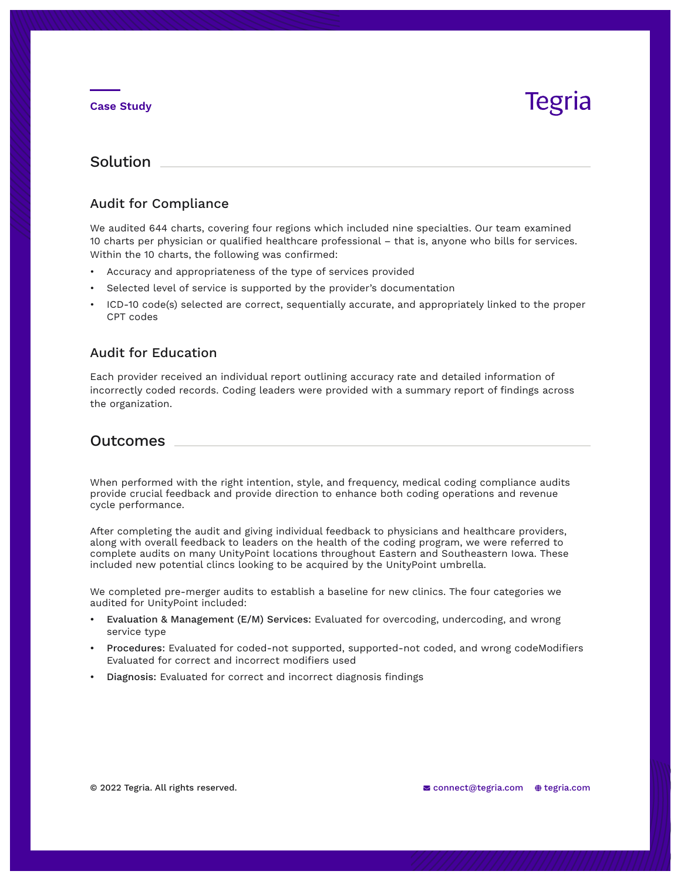Case Study

## Solution

### Audit for Compliance

We audited 644 charts, covering four regions which included nine specialties. Our team examined 10 charts per physician or qualified healthcare professional – that is, anyone who bills for services. Within the 10 charts, the following was confirmed:

- Accuracy and appropriateness of the type of services provided
- Selected level of service is supported by the provider's documentation
- ICD-10 code(s) selected are correct, sequentially accurate, and appropriately linked to the proper CPT codes

### Audit for Education

Each provider received an individual report outlining accuracy rate and detailed information of incorrectly coded records. Coding leaders were provided with a summary report of findings across the organization.

## Outcomes

When performed with the right intention, style, and frequency, medical coding compliance audits provide crucial feedback and provide direction to enhance both coding operations and revenue cycle performance.

After completing the audit and giving individual feedback to physicians and healthcare providers, along with overall feedback to leaders on the health of the coding program, we were referred to complete audits on many UnityPoint locations throughout Eastern and Southeastern Iowa. These included new potential clincs looking to be acquired by the UnityPoint umbrella.

We completed pre-merger audits to establish a baseline for new clinics. The four categories we audited for UnityPoint included:

- **Evaluation & Management (E/M) Services:** Evaluated for overcoding, undercoding, and wrong service type
- **Procedures:** Evaluated for coded-not supported, supported-not coded, and wrong codeModifiers Evaluated for correct and incorrect modifiers used
- **Diagnosis:** Evaluated for correct and incorrect diagnosis findings

© 2022 Tegria. All rights reserved. connect@tegria.com tegria.com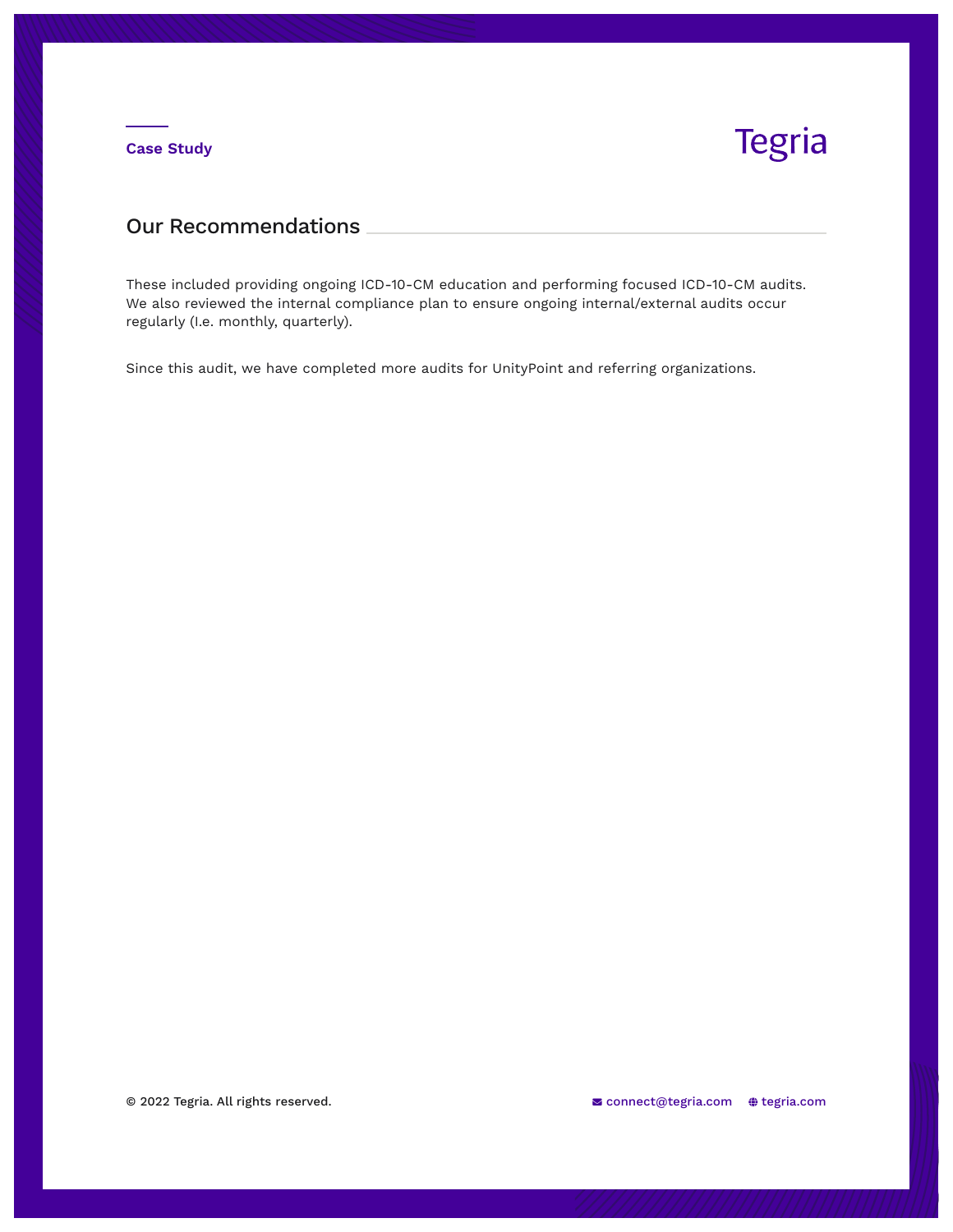## Our Recommendations

These included providing ongoing ICD-10-CM education and performing focused ICD-10-CM audits. We also reviewed the internal compliance plan to ensure ongoing internal/external audits occur regularly (I.e. monthly, quarterly).

Since this audit, we have completed more audits for UnityPoint and referring organizations.